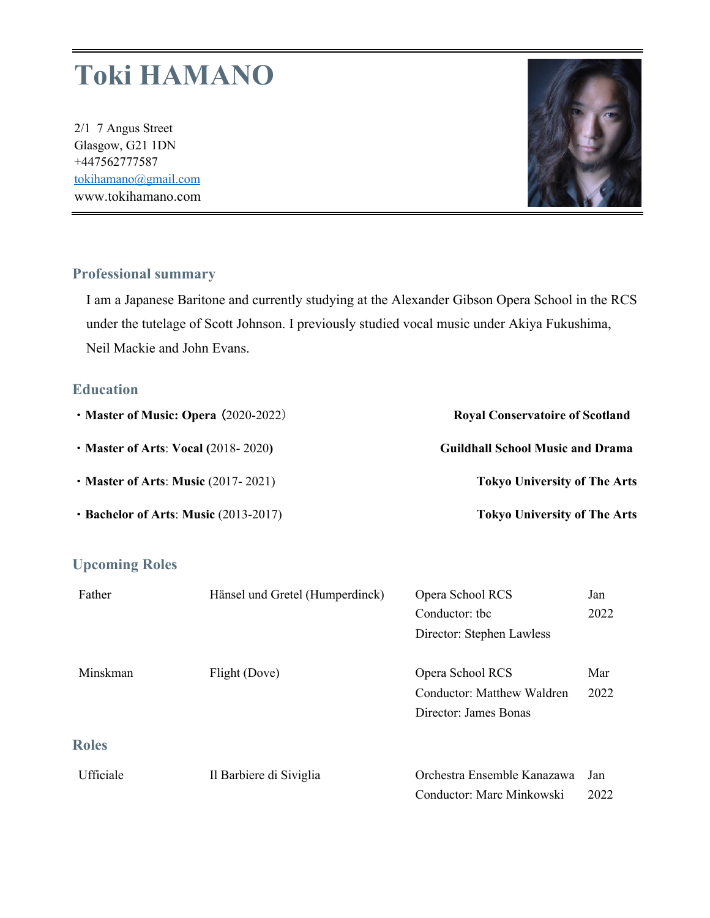# Toki HAMANO

2/1 7 Angus Street
Glasgow, G21 1DN
+447562777587
tokihamano@gmail.com
www.tokihamano.com

## Professional summary

I am a Japanese Baritone and currently studying at the Alexander Gibson Opera School in the RCS under the tutelage of Scott Johnson. I previously studied vocal music under Akiya Fukushima, Neil Mackie and John Evans.

## Education

- **Master of Music: Opera**（2020-2022） — **Royal Conservatoire of Scotland**
- **Master of Arts**: **Vocal (**2018- 2020**)** — **Guildhall School Music and Drama**
- **Master of Arts**: **Music** (2017- 2021) — **Tokyo University of The Arts**
- **Bachelor of Arts**: **Music** (2013-2017) — **Tokyo University of The Arts**

## Upcoming Roles

| | | | |
|---|---|---|---|
| Father | Hänsel und Gretel (Humperdinck) | Opera School RCS<br>Conductor: tbc<br>Director: Stephen Lawless | Jan 2022 |
| Minskman | Flight (Dove) | Opera School RCS<br>Conductor: Matthew Waldren<br>Director: James Bonas | Mar 2022 |

## Roles

| | | | |
|---|---|---|---|
| Ufficiale | Il Barbiere di Siviglia | Orchestra Ensemble Kanazawa<br>Conductor: Marc Minkowski | Jan 2022 |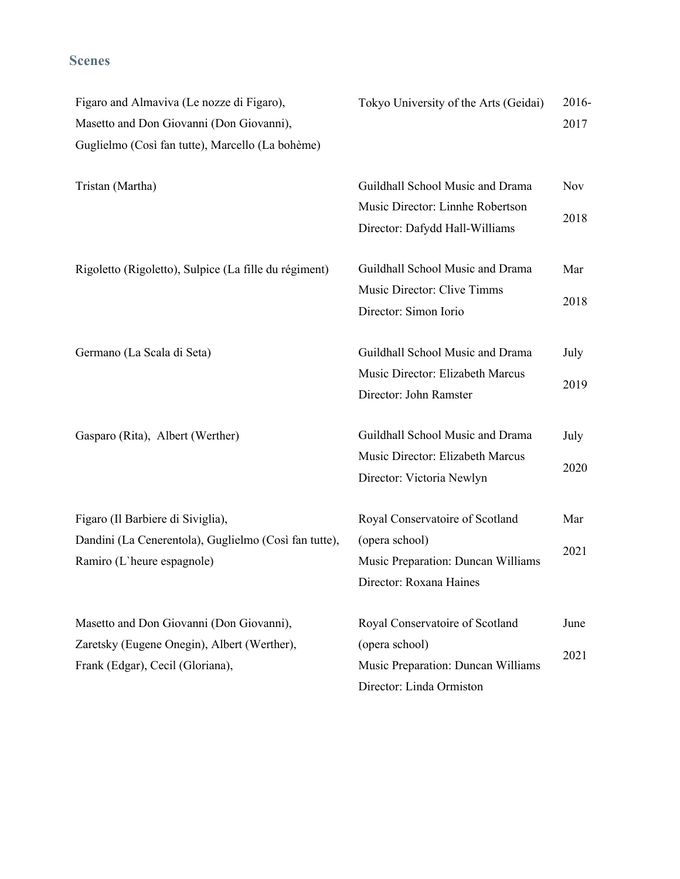## Scenes

| | | |
|---|---|---|
| Figaro and Almaviva (Le nozze di Figaro), Masetto and Don Giovanni (Don Giovanni), Guglielmo (Così fan tutte), Marcello (La bohème) | Tokyo University of the Arts (Geidai) | 2016-2017 |
| Tristan (Martha) | Guildhall School Music and Drama<br>Music Director: Linnhe Robertson<br>Director: Dafydd Hall-Williams | Nov 2018 |
| Rigoletto (Rigoletto), Sulpice (La fille du régiment) | Guildhall School Music and Drama<br>Music Director: Clive Timms<br>Director: Simon Iorio | Mar 2018 |
| Germano (La Scala di Seta) | Guildhall School Music and Drama<br>Music Director: Elizabeth Marcus<br>Director: John Ramster | July 2019 |
| Gasparo (Rita), Albert (Werther) | Guildhall School Music and Drama<br>Music Director: Elizabeth Marcus<br>Director: Victoria Newlyn | July 2020 |
| Figaro (Il Barbiere di Siviglia), Dandini (La Cenerentola), Guglielmo (Così fan tutte), Ramiro (L`heure espagnole) | Royal Conservatoire of Scotland (opera school)<br>Music Preparation: Duncan Williams<br>Director: Roxana Haines | Mar 2021 |
| Masetto and Don Giovanni (Don Giovanni), Zaretsky (Eugene Onegin), Albert (Werther), Frank (Edgar), Cecil (Gloriana), | Royal Conservatoire of Scotland (opera school)<br>Music Preparation: Duncan Williams<br>Director: Linda Ormiston | June 2021 |